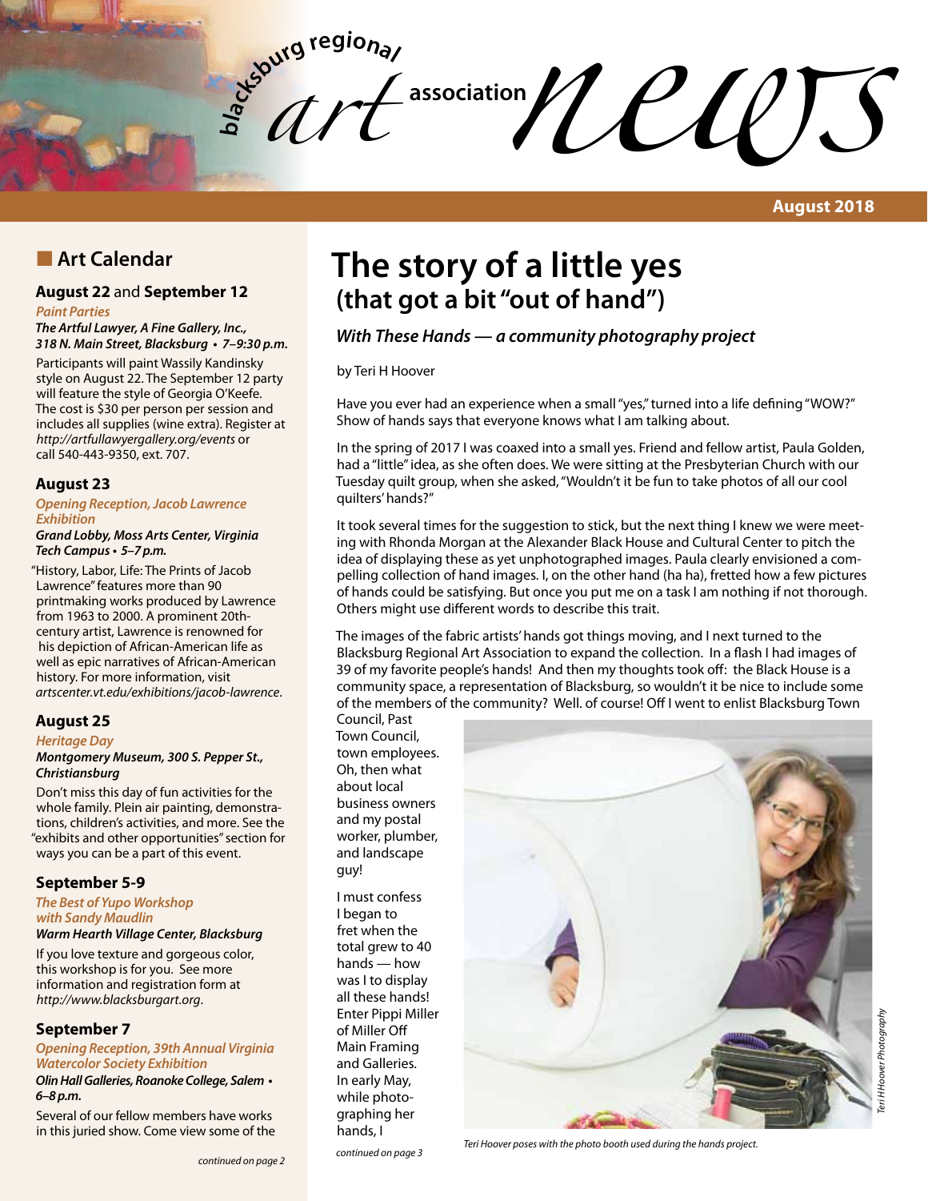# blacksburg regional art association news

August 2018

## Art Calendar

### August 22 and September 12

*Paint Parties*

***The Artful Lawyer, A Fine Gallery, Inc., 318 N. Main Street, Blacksburg • 7–9:30 p.m.***

Participants will paint Wassily Kandinsky style on August 22. The September 12 party will feature the style of Georgia O'Keefe. The cost is $30 per person per session and includes all supplies (wine extra). Register at *http://artfullawyergallery.org/events* or call 540-443-9350, ext. 707.

### August 23

*Opening Reception, Jacob Lawrence Exhibition*

***Grand Lobby, Moss Arts Center, Virginia Tech Campus • 5–7 p.m.***

"History, Labor, Life: The Prints of Jacob Lawrence" features more than 90 printmaking works produced by Lawrence from 1963 to 2000. A prominent 20th-century artist, Lawrence is renowned for his depiction of African-American life as well as epic narratives of African-American history. For more information, visit *artscenter.vt.edu/exhibitions/jacob-lawrence*.

### August 25

*Heritage Day*

***Montgomery Museum, 300 S. Pepper St., Christiansburg***

Don't miss this day of fun activities for the whole family. Plein air painting, demonstrations, children's activities, and more. See the "exhibits and other opportunities" section for ways you can be a part of this event.

### September 5-9

*The Best of Yupo Workshop with Sandy Maudlin*

***Warm Hearth Village Center, Blacksburg***

If you love texture and gorgeous color, this workshop is for you. See more information and registration form at *http://www.blacksburgart.org*.

### September 7

*Opening Reception, 39th Annual Virginia Watercolor Society Exhibition*

***Olin Hall Galleries, Roanoke College, Salem • 6–8 p.m.***

Several of our fellow members have works in this juried show. Come view some of the

*continued on page 2*

# The story of a little yes
## (that got a bit "out of hand")

### *With These Hands — a community photography project*

by Teri H Hoover

Have you ever had an experience when a small "yes," turned into a life defining "WOW?" Show of hands says that everyone knows what I am talking about.

In the spring of 2017 I was coaxed into a small yes. Friend and fellow artist, Paula Golden, had a "little" idea, as she often does. We were sitting at the Presbyterian Church with our Tuesday quilt group, when she asked, "Wouldn't it be fun to take photos of all our cool quilters' hands?"

It took several times for the suggestion to stick, but the next thing I knew we were meeting with Rhonda Morgan at the Alexander Black House and Cultural Center to pitch the idea of displaying these as yet unphotographed images. Paula clearly envisioned a compelling collection of hand images. I, on the other hand (ha ha), fretted how a few pictures of hands could be satisfying. But once you put me on a task I am nothing if not thorough. Others might use different words to describe this trait.

The images of the fabric artists' hands got things moving, and I next turned to the Blacksburg Regional Art Association to expand the collection. In a flash I had images of 39 of my favorite people's hands! And then my thoughts took off: the Black House is a community space, a representation of Blacksburg, so wouldn't it be nice to include some of the members of the community? Well. of course! Off I went to enlist Blacksburg Town Council, Past Town Council, town employees. Oh, then what about local business owners and my postal worker, plumber, and landscape guy!

I must confess I began to fret when the total grew to 40 hands — how was I to display all these hands! Enter Pippi Miller of Miller Off Main Framing and Galleries. In early May, while photographing her hands, I

*continued on page 3*

*Teri H Hoover Photography*

*Teri Hoover poses with the photo booth used during the hands project.*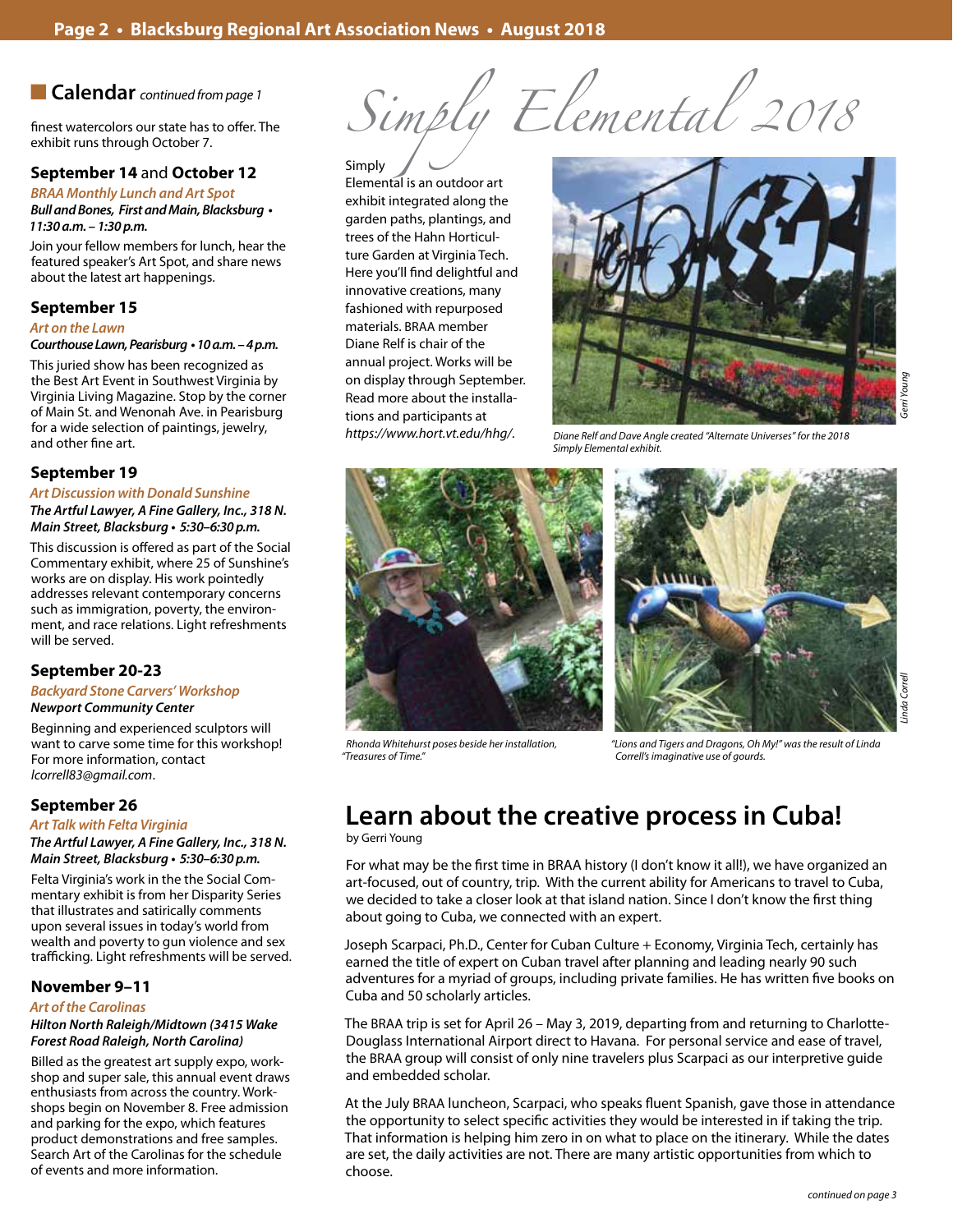## Calendar *continued from page 1*

finest watercolors our state has to offer. The exhibit runs through October 7.

### September 14 and October 12

*BRAA Monthly Lunch and Art Spot*

***Bull and Bones, First and Main, Blacksburg • 11:30 a.m. – 1:30 p.m.***

Join your fellow members for lunch, hear the featured speaker's Art Spot, and share news about the latest art happenings.

### September 15

*Art on the Lawn*

***Courthouse Lawn, Pearisburg • 10 a.m. – 4 p.m.***

This juried show has been recognized as the Best Art Event in Southwest Virginia by Virginia Living Magazine. Stop by the corner of Main St. and Wenonah Ave. in Pearisburg for a wide selection of paintings, jewelry, and other fine art.

### September 19

*Art Discussion with Donald Sunshine*

***The Artful Lawyer, A Fine Gallery, Inc., 318 N. Main Street, Blacksburg • 5:30–6:30 p.m.***

This discussion is offered as part of the Social Commentary exhibit, where 25 of Sunshine's works are on display. His work pointedly addresses relevant contemporary concerns such as immigration, poverty, the environment, and race relations. Light refreshments will be served.

### September 20-23

*Backyard Stone Carvers' Workshop*

***Newport Community Center***

Beginning and experienced sculptors will want to carve some time for this workshop! For more information, contact *lcorrell83@gmail.com*.

### September 26

*Art Talk with Felta Virginia*

***The Artful Lawyer, A Fine Gallery, Inc., 318 N. Main Street, Blacksburg • 5:30–6:30 p.m.***

Felta Virginia's work in the Social Commentary exhibit is from her Disparity Series that illustrates and satirically comments upon several issues in today's world from wealth and poverty to gun violence and sex trafficking. Light refreshments will be served.

### November 9–11

*Art of the Carolinas*

***Hilton North Raleigh/Midtown (3415 Wake Forest Road Raleigh, North Carolina)***

Billed as the greatest art supply expo, workshop and super sale, this annual event draws enthusiasts from across the country. Workshops begin on November 8. Free admission and parking for the expo, which features product demonstrations and free samples. Search Art of the Carolinas for the schedule of events and more information.

## *Simply Elemental 2018*

Simply Elemental is an outdoor art exhibit integrated along the garden paths, plantings, and trees of the Hahn Horticulture Garden at Virginia Tech. Here you'll find delightful and innovative creations, many fashioned with repurposed materials. BRAA member Diane Relf is chair of the annual project. Works will be on display through September. Read more about the installations and participants at *https://www.hort.vt.edu/hhg/*.

*Diane Relf and Dave Angle created "Alternate Universes" for the 2018 Simply Elemental exhibit.* (Gerri Young)

*Rhonda Whitehurst poses beside her installation, "Treasures of Time."*

*"Lions and Tigers and Dragons, Oh My!" was the result of Linda Correll's imaginative use of gourds.* (Linda Correll)

## Learn about the creative process in Cuba!

by Gerri Young

For what may be the first time in BRAA history (I don't know it all!), we have organized an art-focused, out of country, trip. With the current ability for Americans to travel to Cuba, we decided to take a closer look at that island nation. Since I don't know the first thing about going to Cuba, we connected with an expert.

Joseph Scarpaci, Ph.D., Center for Cuban Culture + Economy, Virginia Tech, certainly has earned the title of expert on Cuban travel after planning and leading nearly 90 such adventures for a myriad of groups, including private families. He has written five books on Cuba and 50 scholarly articles.

The BRAA trip is set for April 26 – May 3, 2019, departing from and returning to Charlotte-Douglass International Airport direct to Havana. For personal service and ease of travel, the BRAA group will consist of only nine travelers plus Scarpaci as our interpretive guide and embedded scholar.

At the July BRAA luncheon, Scarpaci, who speaks fluent Spanish, gave those in attendance the opportunity to select specific activities they would be interested in if taking the trip. That information is helping him zero in on what to place on the itinerary. While the dates are set, the daily activities are not. There are many artistic opportunities from which to choose.

*continued on page 3*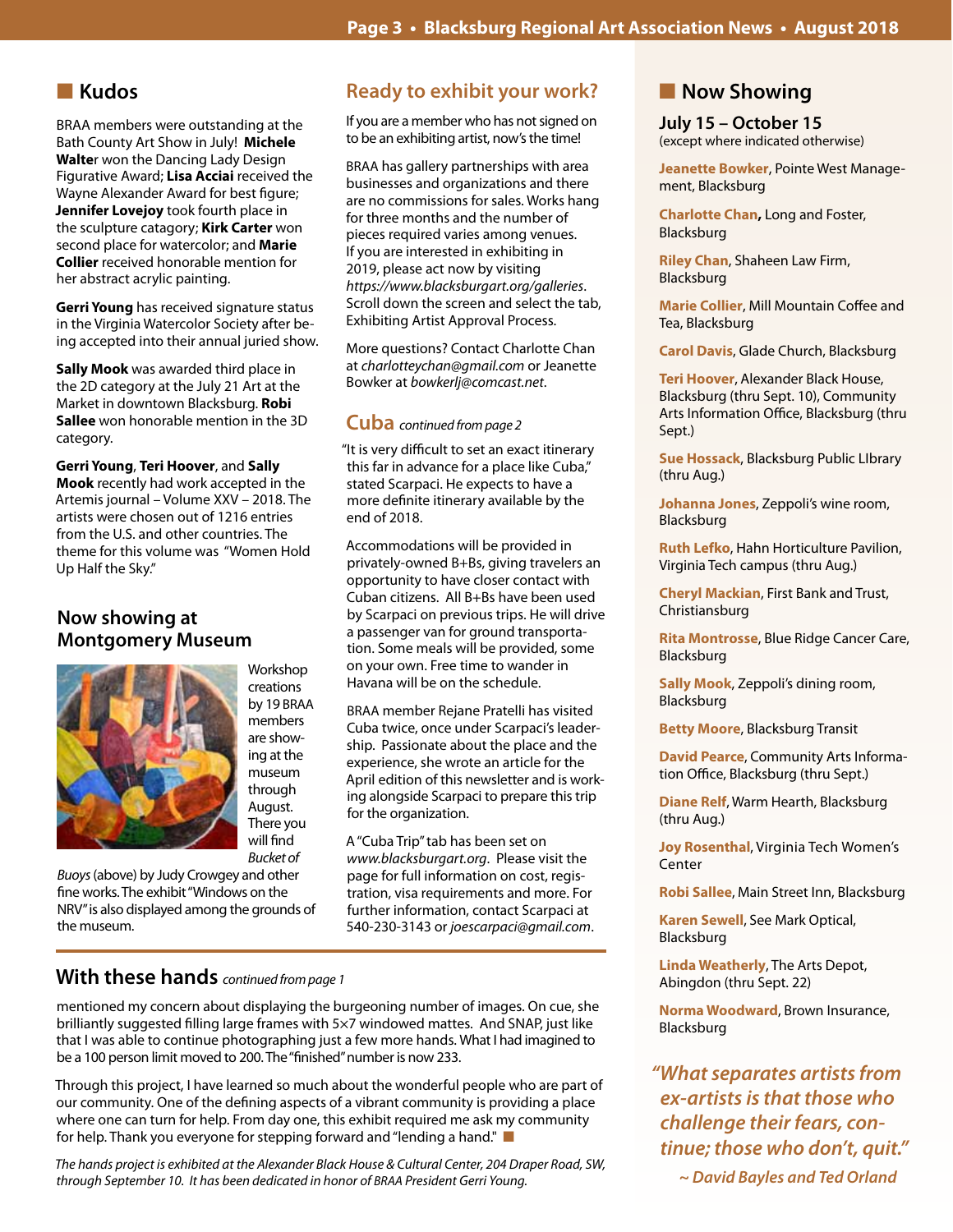## Kudos

BRAA members were outstanding at the Bath County Art Show in July! **Michele Walte**r won the Dancing Lady Design Figurative Award; **Lisa Acciai** received the Wayne Alexander Award for best figure; **Jennifer Lovejoy** took fourth place in the sculpture catagory; **Kirk Carter** won second place for watercolor; and **Marie Collier** received honorable mention for her abstract acrylic painting.

**Gerri Young** has received signature status in the Virginia Watercolor Society after being accepted into their annual juried show.

**Sally Mook** was awarded third place in the 2D category at the July 21 Art at the Market in downtown Blacksburg. **Robi Sallee** won honorable mention in the 3D category.

**Gerri Young**, **Teri Hoover**, and **Sally Mook** recently had work accepted in the Artemis journal – Volume XXV – 2018. The artists were chosen out of 1216 entries from the U.S. and other countries. The theme for this volume was "Women Hold Up Half the Sky."

## Now showing at Montgomery Museum

Workshop creations by 19 BRAA members are showing at the museum through August. There you will find *Bucket of Buoys* (above) by Judy Crowgey and other fine works. The exhibit "Windows on the NRV" is also displayed among the grounds of the museum.

## Ready to exhibit your work?

If you are a member who has not signed on to be an exhibiting artist, now's the time!

BRAA has gallery partnerships with area businesses and organizations and there are no commissions for sales. Works hang for three months and the number of pieces required varies among venues. If you are interested in exhibiting in 2019, please act now by visiting *https://www.blacksburgart.org/galleries*. Scroll down the screen and select the tab, Exhibiting Artist Approval Process.

More questions? Contact Charlotte Chan at *charlotteychan@gmail.com* or Jeanette Bowker at *bowkerlj@comcast.net*.

## Cuba *continued from page 2*

"It is very difficult to set an exact itinerary this far in advance for a place like Cuba," stated Scarpaci. He expects to have a more definite itinerary available by the end of 2018.

Accommodations will be provided in privately-owned B+Bs, giving travelers an opportunity to have closer contact with Cuban citizens. All B+Bs have been used by Scarpaci on previous trips. He will drive a passenger van for ground transportation. Some meals will be provided, some on your own. Free time to wander in Havana will be on the schedule.

BRAA member Rejane Pratelli has visited Cuba twice, once under Scarpaci's leadership. Passionate about the place and the experience, she wrote an article for the April edition of this newsletter and is working alongside Scarpaci to prepare this trip for the organization.

A "Cuba Trip" tab has been set on *www.blacksburgart.org*. Please visit the page for full information on cost, registration, visa requirements and more. For further information, contact Scarpaci at 540-230-3143 or *joescarpaci@gmail.com*.

## With these hands *continued from page 1*

mentioned my concern about displaying the burgeoning number of images. On cue, she brilliantly suggested filling large frames with 5×7 windowed mattes. And SNAP, just like that I was able to continue photographing just a few more hands. What I had imagined to be a 100 person limit moved to 200. The "finished" number is now 233.

Through this project, I have learned so much about the wonderful people who are part of our community. One of the defining aspects of a vibrant community is providing a place where one can turn for help. From day one, this exhibit required me ask my community for help. Thank you everyone for stepping forward and "lending a hand." ■

*The hands project is exhibited at the Alexander Black House & Cultural Center, 204 Draper Road, SW, through September 10. It has been dedicated in honor of BRAA President Gerri Young.*

## Now Showing

**July 15 – October 15**
(except where indicated otherwise)

**Jeanette Bowker**, Pointe West Management, Blacksburg

**Charlotte Chan**, Long and Foster, Blacksburg

**Riley Chan**, Shaheen Law Firm, Blacksburg

**Marie Collier**, Mill Mountain Coffee and Tea, Blacksburg

**Carol Davis**, Glade Church, Blacksburg

**Teri Hoover**, Alexander Black House, Blacksburg (thru Sept. 10), Community Arts Information Office, Blacksburg (thru Sept.)

**Sue Hossack**, Blacksburg Public LIbrary (thru Aug.)

**Johanna Jones**, Zeppoli's wine room, Blacksburg

**Ruth Lefko**, Hahn Horticulture Pavilion, Virginia Tech campus (thru Aug.)

**Cheryl Mackian**, First Bank and Trust, Christiansburg

**Rita Montrosse**, Blue Ridge Cancer Care, Blacksburg

**Sally Mook**, Zeppoli's dining room, Blacksburg

**Betty Moore**, Blacksburg Transit

**David Pearce**, Community Arts Information Office, Blacksburg (thru Sept.)

**Diane Relf**, Warm Hearth, Blacksburg (thru Aug.)

**Joy Rosenthal**, Virginia Tech Women's Center

**Robi Sallee**, Main Street Inn, Blacksburg

**Karen Sewell**, See Mark Optical, Blacksburg

**Linda Weatherly**, The Arts Depot, Abingdon (thru Sept. 22)

**Norma Woodward**, Brown Insurance, Blacksburg

***"What separates artists from ex-artists is that those who challenge their fears, continue; those who don't, quit."***

***~ David Bayles and Ted Orland***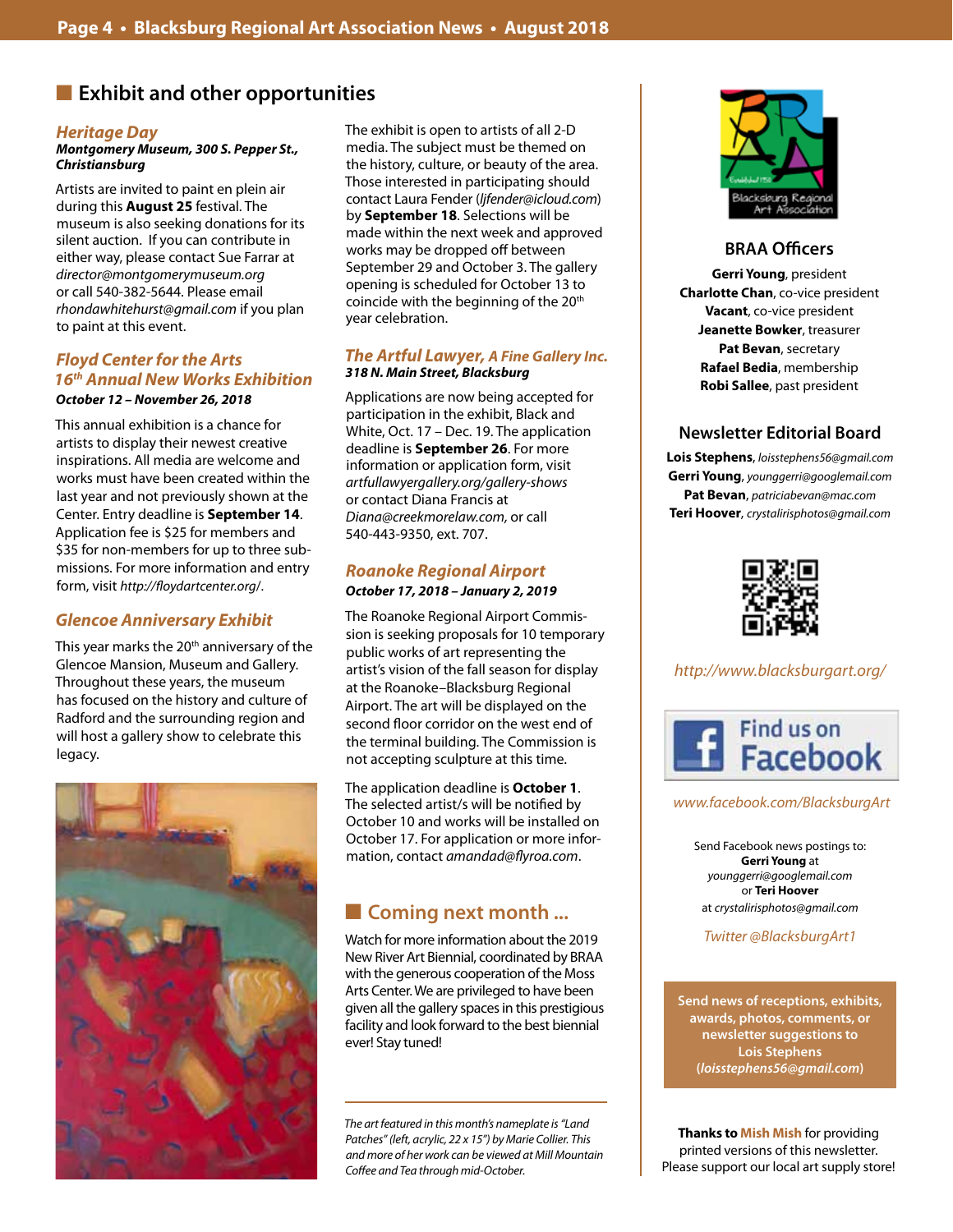## Exhibit and other opportunities

### *Heritage Day*

***Montgomery Museum, 300 S. Pepper St., Christiansburg***

Artists are invited to paint en plein air during this **August 25** festival. The museum is also seeking donations for its silent auction. If you can contribute in either way, please contact Sue Farrar at *director@montgomerymuseum.org* or call 540-382-5644. Please email *rhondawhitehurst@gmail.com* if you plan to paint at this event.

### *Floyd Center for the Arts 16th Annual New Works Exhibition*

***October 12 – November 26, 2018***

This annual exhibition is a chance for artists to display their newest creative inspirations. All media are welcome and works must have been created within the last year and not previously shown at the Center. Entry deadline is **September 14**. Application fee is $25 for members and $35 for non-members for up to three submissions. For more information and entry form, visit *http://floydartcenter.org/*.

### *Glencoe Anniversary Exhibit*

This year marks the 20th anniversary of the Glencoe Mansion, Museum and Gallery. Throughout these years, the museum has focused on the history and culture of Radford and the surrounding region and will host a gallery show to celebrate this legacy.

The exhibit is open to artists of all 2-D media. The subject must be themed on the history, culture, or beauty of the area. Those interested in participating should contact Laura Fender (*ljfender@icloud.com*) by **September 18**. Selections will be made within the next week and approved works may be dropped off between September 29 and October 3. The gallery opening is scheduled for October 13 to coincide with the beginning of the 20th year celebration.

### *The Artful Lawyer, A Fine Gallery Inc.*

***318 N. Main Street, Blacksburg***

Applications are now being accepted for participation in the exhibit, Black and White, Oct. 17 – Dec. 19. The application deadline is **September 26**. For more information or application form, visit *artfullawyergallery.org/gallery-shows* or contact Diana Francis at *Diana@creekmorelaw.com*, or call 540-443-9350, ext. 707.

### *Roanoke Regional Airport*

***October 17, 2018 – January 2, 2019***

The Roanoke Regional Airport Commission is seeking proposals for 10 temporary public works of art representing the artist's vision of the fall season for display at the Roanoke–Blacksburg Regional Airport. The art will be displayed on the second floor corridor on the west end of the terminal building. The Commission is not accepting sculpture at this time.

The application deadline is **October 1**. The selected artist/s will be notified by October 10 and works will be installed on October 17. For application or more information, contact *amandad@flyroa.com*.

## Coming next month ...

Watch for more information about the 2019 New River Art Biennial, coordinated by BRAA with the generous cooperation of the Moss Arts Center. We are privileged to have been given all the gallery spaces in this prestigious facility and look forward to the best biennial ever! Stay tuned!

*The art featured in this month's nameplate is "Land Patches" (left, acrylic, 22 x 15") by Marie Collier. This and more of her work can be viewed at Mill Mountain Coffee and Tea through mid-October.*

---

Established 1958
Blacksburg Regional Art Association

### BRAA Officers

**Gerri Young**, president
**Charlotte Chan**, co-vice president
**Vacant**, co-vice president
**Jeanette Bowker**, treasurer
**Pat Bevan**, secretary
**Rafael Bedia**, membership
**Robi Sallee**, past president

### Newsletter Editorial Board

**Lois Stephens**, *loisstephens56@gmail.com*
**Gerri Young**, *younggerri@googlemail.com*
**Pat Bevan**, *patriciabevan@mac.com*
**Teri Hoover**, *crystalirisphotos@gmail.com*

*http://www.blacksburgart.org/*

Find us on Facebook

*www.facebook.com/BlacksburgArt*

Send Facebook news postings to:
**Gerri Young** at
*younggerri@googlemail.com*
or **Teri Hoover**
at *crystalirisphotos@gmail.com*

*Twitter @BlacksburgArt1*

**Send news of receptions, exhibits, awards, photos, comments, or newsletter suggestions to Lois Stephens (*loisstephens56@gmail.com*)**

**Thanks to Mish Mish** for providing printed versions of this newsletter. Please support our local art supply store!